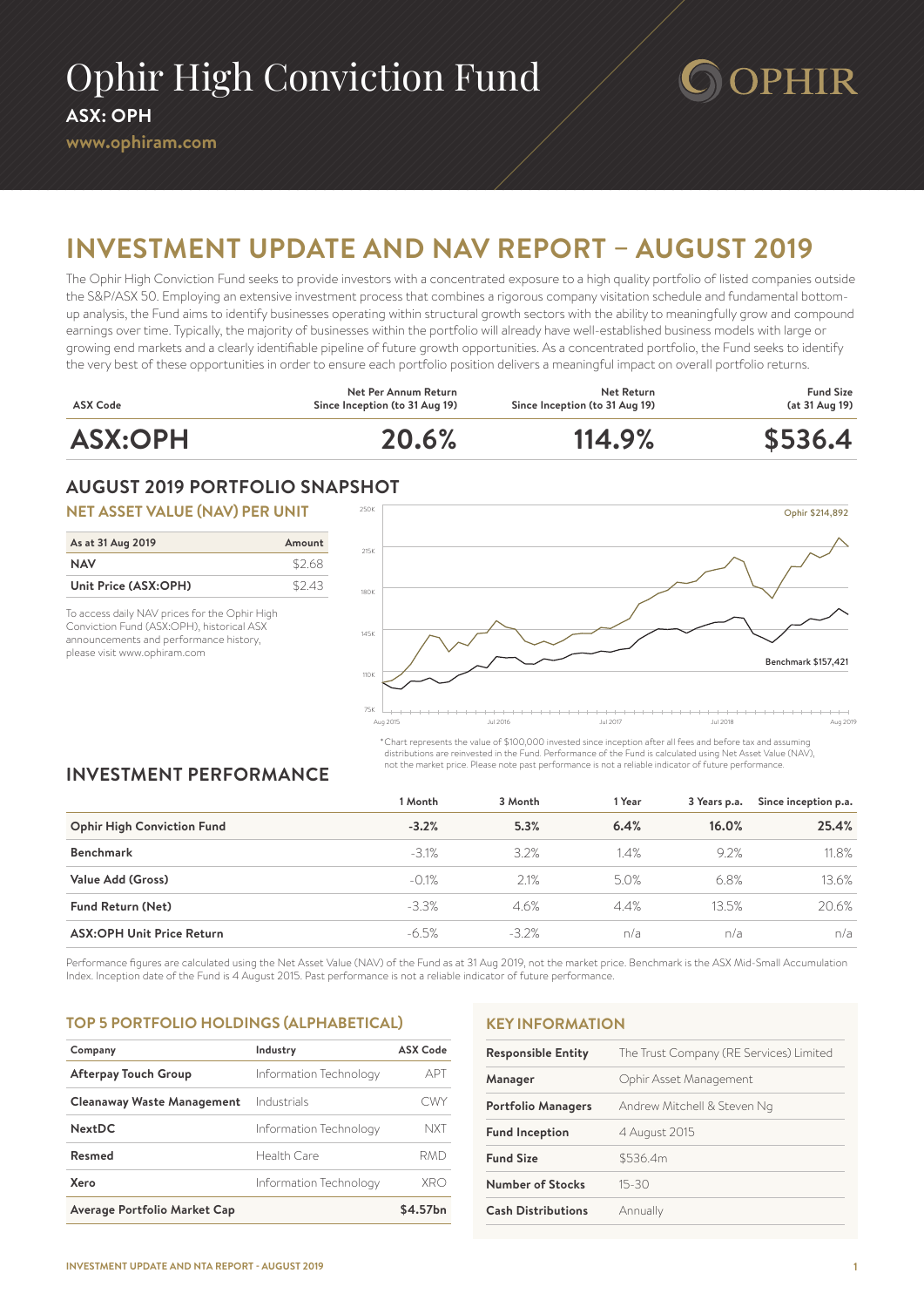# Ophir High Conviction Fund

**ASX: OPH**

**www.ophiram.com**

# INVESTMENT UPDATE AND NAV REPORT – AUGUST 2019

The Ophir High Conviction Fund seeks to provide investors with a concentrated exposure to a high quality portfolio of listed companies outside the S&P/ASX 50. Employing an extensive investment process that combines a rigorous company visitation schedule and fundamental bottom-up analysis, the Fund aims to identify businesses operating within structural growth sectors with the ability to meaningfully grow and compound earnings over time. Typically, the majority of businesses within the portfolio will already have well-established business models with large or growing end markets and a clearly identifiable pipeline of future growth opportunities. As a concentrated portfolio, the Fund seeks to identify the very best of these opportunities in order to ensure each portfolio position delivers a meaningful impact on overall portfolio returns.

| ASX Code | Net Per Annum Return Since Inception (to 31 Aug 19) | Net Return Since Inception (to 31 Aug 19) | Fund Size (at 31 Aug 19) |
|---|---|---|---|
| **ASX:OPH** | **20.6%** | **114.9%** | **$536.4** |

## AUGUST 2019 PORTFOLIO SNAPSHOT

### NET ASSET VALUE (NAV) PER UNIT

| As at 31 Aug 2019 | Amount |
|---|---|
| **NAV** | $2.68 |
| **Unit Price (ASX:OPH)** | $2.43 |

To access daily NAV prices for the Ophir High Conviction Fund (ASX:OPH), historical ASX announcements and performance history, please visit www.ophiram.com

Ophir $214,892

Benchmark $157,421

*Chart represents the value of $100,000 invested since inception after all fees and before tax and assuming distributions are reinvested in the Fund. Performance of the Fund is calculated using Net Asset Value (NAV), not the market price. Please note past performance is not a reliable indicator of future performance.

## INVESTMENT PERFORMANCE

| | 1 Month | 3 Month | 1 Year | 3 Years p.a. | Since inception p.a. |
|---|---|---|---|---|---|
| **Ophir High Conviction Fund** | **-3.2%** | **5.3%** | **6.4%** | **16.0%** | **25.4%** |
| **Benchmark** | -3.1% | 3.2% | 1.4% | 9.2% | 11.8% |
| **Value Add (Gross)** | -0.1% | 2.1% | 5.0% | 6.8% | 13.6% |
| **Fund Return (Net)** | -3.3% | 4.6% | 4.4% | 13.5% | 20.6% |
| **ASX:OPH Unit Price Return** | -6.5% | -3.2% | n/a | n/a | n/a |

Performance figures are calculated using the Net Asset Value (NAV) of the Fund as at 31 Aug 2019, not the market price. Benchmark is the ASX Mid-Small Accumulation Index. Inception date of the Fund is 4 August 2015. Past performance is not a reliable indicator of future performance.

### TOP 5 PORTFOLIO HOLDINGS (ALPHABETICAL)

| Company | Industry | ASX Code |
|---|---|---|
| **Afterpay Touch Group** | Information Technology | APT |
| **Cleanaway Waste Management** | Industrials | CWY |
| **NextDC** | Information Technology | NXT |
| **Resmed** | Health Care | RMD |
| **Xero** | Information Technology | XRO |
| **Average Portfolio Market Cap** | | **$4.57bn** |

### KEY INFORMATION

| | |
|---|---|
| **Responsible Entity** | The Trust Company (RE Services) Limited |
| **Manager** | Ophir Asset Management |
| **Portfolio Managers** | Andrew Mitchell & Steven Ng |
| **Fund Inception** | 4 August 2015 |
| **Fund Size** | $536.4m |
| **Number of Stocks** | 15-30 |
| **Cash Distributions** | Annually |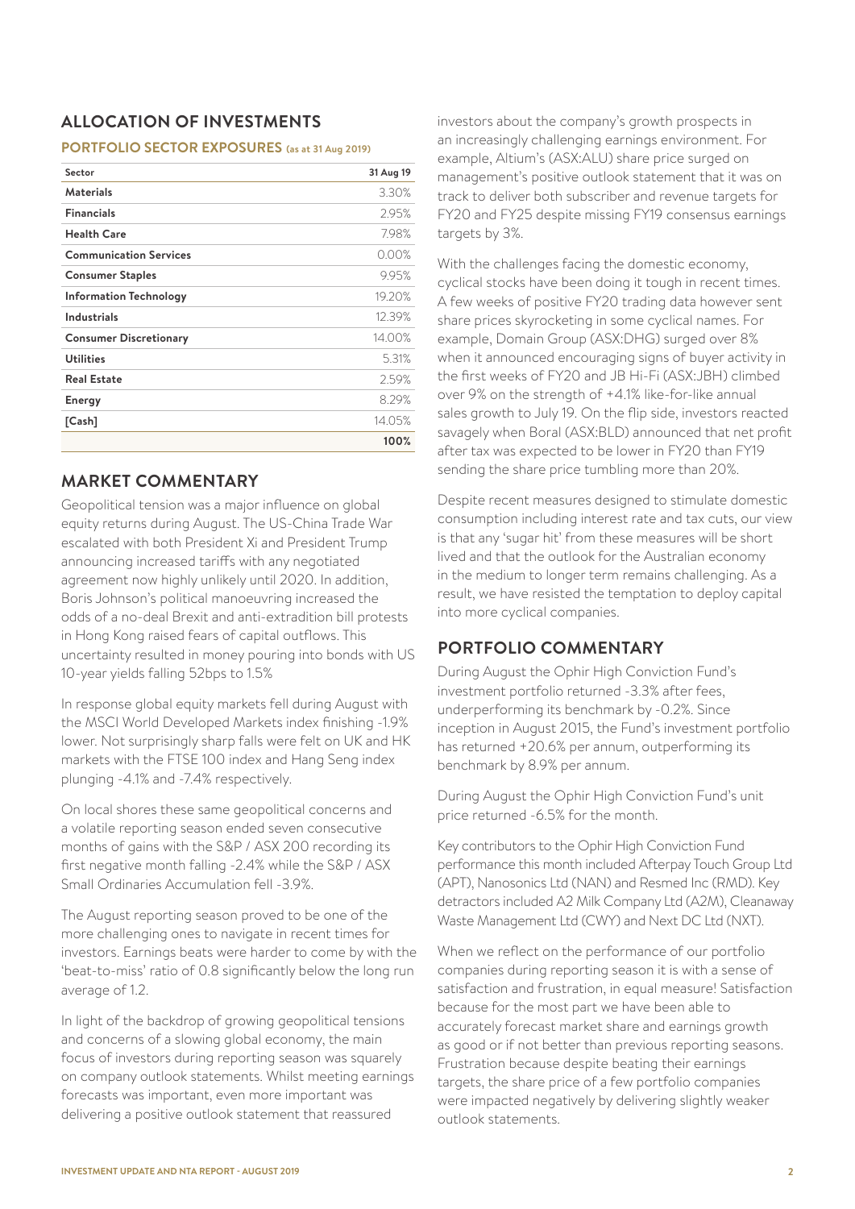## ALLOCATION OF INVESTMENTS

### PORTFOLIO SECTOR EXPOSURES (as at 31 Aug 2019)

| Sector | 31 Aug 19 |
|---|---|
| **Materials** | 3.30% |
| **Financials** | 2.95% |
| **Health Care** | 7.98% |
| **Communication Services** | 0.00% |
| **Consumer Staples** | 9.95% |
| **Information Technology** | 19.20% |
| **Industrials** | 12.39% |
| **Consumer Discretionary** | 14.00% |
| **Utilities** | 5.31% |
| **Real Estate** | 2.59% |
| **Energy** | 8.29% |
| **[Cash]** | 14.05% |
| | **100%** |

## MARKET COMMENTARY

Geopolitical tension was a major influence on global equity returns during August. The US-China Trade War escalated with both President Xi and President Trump announcing increased tariffs with any negotiated agreement now highly unlikely until 2020. In addition, Boris Johnson's political manoeuvring increased the odds of a no-deal Brexit and anti-extradition bill protests in Hong Kong raised fears of capital outflows. This uncertainty resulted in money pouring into bonds with US 10-year yields falling 52bps to 1.5%

In response global equity markets fell during August with the MSCI World Developed Markets index finishing -1.9% lower. Not surprisingly sharp falls were felt on UK and HK markets with the FTSE 100 index and Hang Seng index plunging -4.1% and -7.4% respectively.

On local shores these same geopolitical concerns and a volatile reporting season ended seven consecutive months of gains with the S&P / ASX 200 recording its first negative month falling -2.4% while the S&P / ASX Small Ordinaries Accumulation fell -3.9%.

The August reporting season proved to be one of the more challenging ones to navigate in recent times for investors. Earnings beats were harder to come by with the 'beat-to-miss' ratio of 0.8 significantly below the long run average of 1.2.

In light of the backdrop of growing geopolitical tensions and concerns of a slowing global economy, the main focus of investors during reporting season was squarely on company outlook statements. Whilst meeting earnings forecasts was important, even more important was delivering a positive outlook statement that reassured investors about the company's growth prospects in an increasingly challenging earnings environment. For example, Altium's (ASX:ALU) share price surged on management's positive outlook statement that it was on track to deliver both subscriber and revenue targets for FY20 and FY25 despite missing FY19 consensus earnings targets by 3%.

With the challenges facing the domestic economy, cyclical stocks have been doing it tough in recent times. A few weeks of positive FY20 trading data however sent share prices skyrocketing in some cyclical names. For example, Domain Group (ASX:DHG) surged over 8% when it announced encouraging signs of buyer activity in the first weeks of FY20 and JB Hi-Fi (ASX:JBH) climbed over 9% on the strength of +4.1% like-for-like annual sales growth to July 19. On the flip side, investors reacted savagely when Boral (ASX:BLD) announced that net profit after tax was expected to be lower in FY20 than FY19 sending the share price tumbling more than 20%.

Despite recent measures designed to stimulate domestic consumption including interest rate and tax cuts, our view is that any 'sugar hit' from these measures will be short lived and that the outlook for the Australian economy in the medium to longer term remains challenging. As a result, we have resisted the temptation to deploy capital into more cyclical companies.

## PORTFOLIO COMMENTARY

During August the Ophir High Conviction Fund's investment portfolio returned -3.3% after fees, underperforming its benchmark by -0.2%. Since inception in August 2015, the Fund's investment portfolio has returned +20.6% per annum, outperforming its benchmark by 8.9% per annum.

During August the Ophir High Conviction Fund's unit price returned -6.5% for the month.

Key contributors to the Ophir High Conviction Fund performance this month included Afterpay Touch Group Ltd (APT), Nanosonics Ltd (NAN) and Resmed Inc (RMD). Key detractors included A2 Milk Company Ltd (A2M), Cleanaway Waste Management Ltd (CWY) and Next DC Ltd (NXT).

When we reflect on the performance of our portfolio companies during reporting season it is with a sense of satisfaction and frustration, in equal measure! Satisfaction because for the most part we have been able to accurately forecast market share and earnings growth as good or if not better than previous reporting seasons. Frustration because despite beating their earnings targets, the share price of a few portfolio companies were impacted negatively by delivering slightly weaker outlook statements.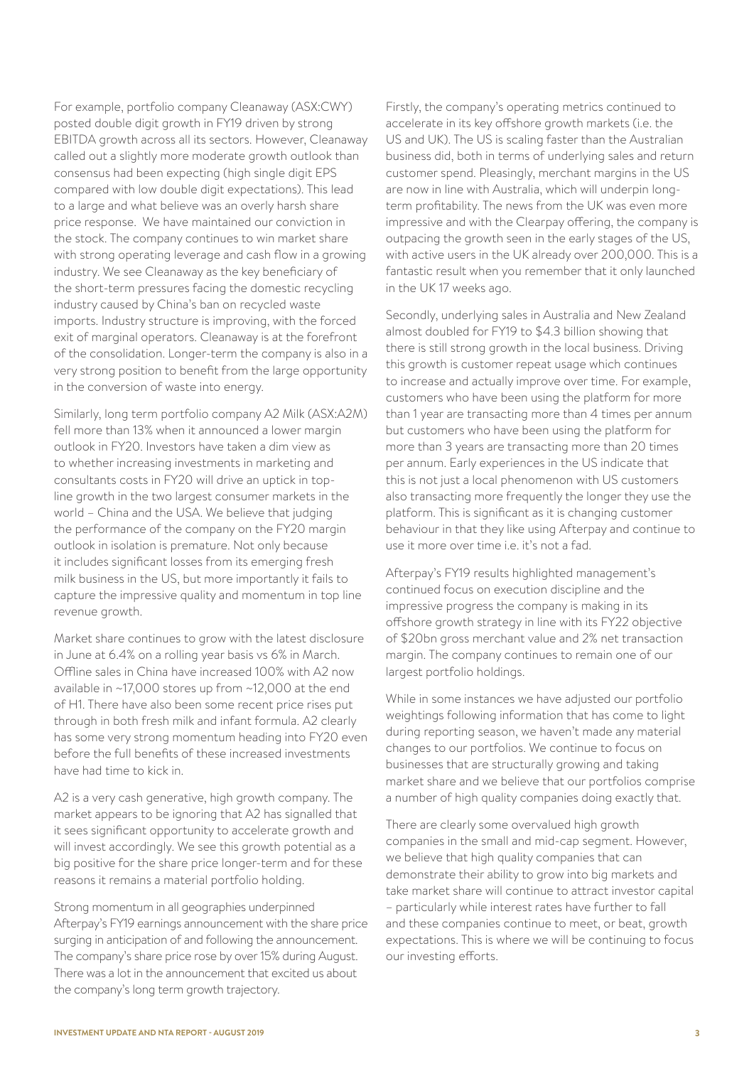For example, portfolio company Cleanaway (ASX:CWY) posted double digit growth in FY19 driven by strong EBITDA growth across all its sectors. However, Cleanaway called out a slightly more moderate growth outlook than consensus had been expecting (high single digit EPS compared with low double digit expectations). This lead to a large and what believe was an overly harsh share price response. We have maintained our conviction in the stock. The company continues to win market share with strong operating leverage and cash flow in a growing industry. We see Cleanaway as the key beneficiary of the short-term pressures facing the domestic recycling industry caused by China's ban on recycled waste imports. Industry structure is improving, with the forced exit of marginal operators. Cleanaway is at the forefront of the consolidation. Longer-term the company is also in a very strong position to benefit from the large opportunity in the conversion of waste into energy.

Similarly, long term portfolio company A2 Milk (ASX:A2M) fell more than 13% when it announced a lower margin outlook in FY20. Investors have taken a dim view as to whether increasing investments in marketing and consultants costs in FY20 will drive an uptick in top-line growth in the two largest consumer markets in the world – China and the USA. We believe that judging the performance of the company on the FY20 margin outlook in isolation is premature. Not only because it includes significant losses from its emerging fresh milk business in the US, but more importantly it fails to capture the impressive quality and momentum in top line revenue growth.

Market share continues to grow with the latest disclosure in June at 6.4% on a rolling year basis vs 6% in March. Offline sales in China have increased 100% with A2 now available in ~17,000 stores up from ~12,000 at the end of H1. There have also been some recent price rises put through in both fresh milk and infant formula. A2 clearly has some very strong momentum heading into FY20 even before the full benefits of these increased investments have had time to kick in.

A2 is a very cash generative, high growth company. The market appears to be ignoring that A2 has signalled that it sees significant opportunity to accelerate growth and will invest accordingly. We see this growth potential as a big positive for the share price longer-term and for these reasons it remains a material portfolio holding.

Strong momentum in all geographies underpinned Afterpay's FY19 earnings announcement with the share price surging in anticipation of and following the announcement. The company's share price rose by over 15% during August. There was a lot in the announcement that excited us about the company's long term growth trajectory.

Firstly, the company's operating metrics continued to accelerate in its key offshore growth markets (i.e. the US and UK). The US is scaling faster than the Australian business did, both in terms of underlying sales and return customer spend. Pleasingly, merchant margins in the US are now in line with Australia, which will underpin long-term profitability. The news from the UK was even more impressive and with the Clearpay offering, the company is outpacing the growth seen in the early stages of the US, with active users in the UK already over 200,000. This is a fantastic result when you remember that it only launched in the UK 17 weeks ago.

Secondly, underlying sales in Australia and New Zealand almost doubled for FY19 to $4.3 billion showing that there is still strong growth in the local business. Driving this growth is customer repeat usage which continues to increase and actually improve over time. For example, customers who have been using the platform for more than 1 year are transacting more than 4 times per annum but customers who have been using the platform for more than 3 years are transacting more than 20 times per annum. Early experiences in the US indicate that this is not just a local phenomenon with US customers also transacting more frequently the longer they use the platform. This is significant as it is changing customer behaviour in that they like using Afterpay and continue to use it more over time i.e. it's not a fad.

Afterpay's FY19 results highlighted management's continued focus on execution discipline and the impressive progress the company is making in its offshore growth strategy in line with its FY22 objective of $20bn gross merchant value and 2% net transaction margin. The company continues to remain one of our largest portfolio holdings.

While in some instances we have adjusted our portfolio weightings following information that has come to light during reporting season, we haven't made any material changes to our portfolios. We continue to focus on businesses that are structurally growing and taking market share and we believe that our portfolios comprise a number of high quality companies doing exactly that.

There are clearly some overvalued high growth companies in the small and mid-cap segment. However, we believe that high quality companies that can demonstrate their ability to grow into big markets and take market share will continue to attract investor capital – particularly while interest rates have further to fall and these companies continue to meet, or beat, growth expectations. This is where we will be continuing to focus our investing efforts.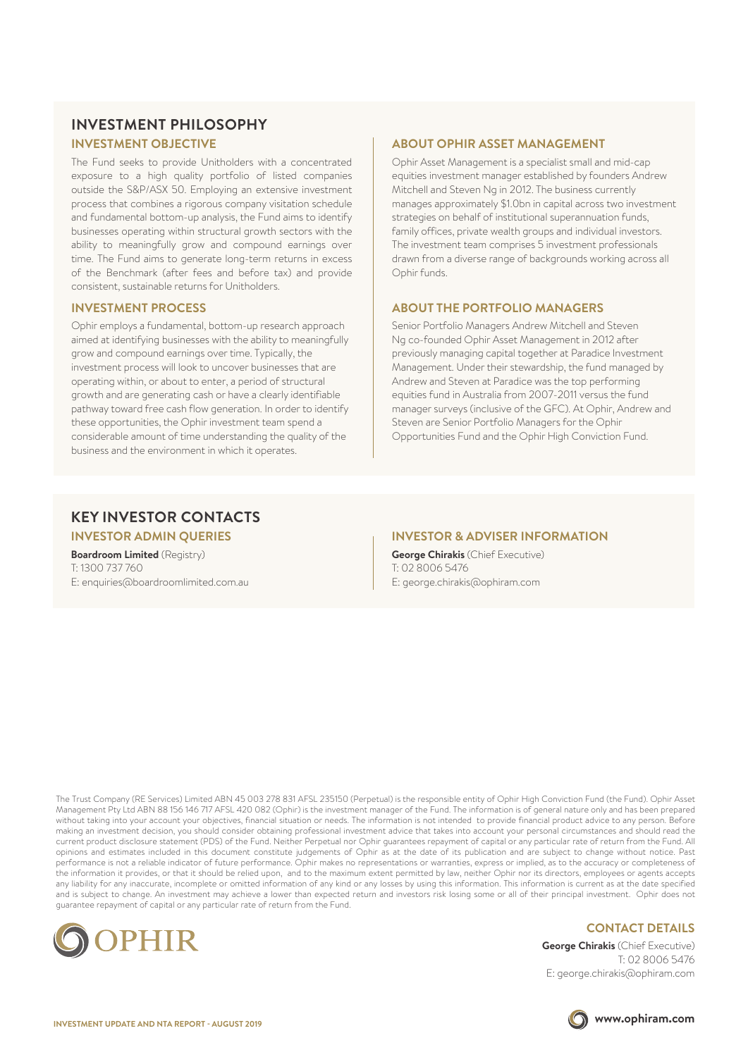## INVESTMENT PHILOSOPHY

### INVESTMENT OBJECTIVE

The Fund seeks to provide Unitholders with a concentrated exposure to a high quality portfolio of listed companies outside the S&P/ASX 50. Employing an extensive investment process that combines a rigorous company visitation schedule and fundamental bottom-up analysis, the Fund aims to identify businesses operating within structural growth sectors with the ability to meaningfully grow and compound earnings over time. The Fund aims to generate long-term returns in excess of the Benchmark (after fees and before tax) and provide consistent, sustainable returns for Unitholders.

### INVESTMENT PROCESS

Ophir employs a fundamental, bottom-up research approach aimed at identifying businesses with the ability to meaningfully grow and compound earnings over time. Typically, the investment process will look to uncover businesses that are operating within, or about to enter, a period of structural growth and are generating cash or have a clearly identifiable pathway toward free cash flow generation. In order to identify these opportunities, the Ophir investment team spend a considerable amount of time understanding the quality of the business and the environment in which it operates.

### ABOUT OPHIR ASSET MANAGEMENT

Ophir Asset Management is a specialist small and mid-cap equities investment manager established by founders Andrew Mitchell and Steven Ng in 2012. The business currently manages approximately $1.0bn in capital across two investment strategies on behalf of institutional superannuation funds, family offices, private wealth groups and individual investors. The investment team comprises 5 investment professionals drawn from a diverse range of backgrounds working across all Ophir funds.

### ABOUT THE PORTFOLIO MANAGERS

Senior Portfolio Managers Andrew Mitchell and Steven Ng co-founded Ophir Asset Management in 2012 after previously managing capital together at Paradice Investment Management. Under their stewardship, the fund managed by Andrew and Steven at Paradice was the top performing equities fund in Australia from 2007-2011 versus the fund manager surveys (inclusive of the GFC). At Ophir, Andrew and Steven are Senior Portfolio Managers for the Ophir Opportunities Fund and the Ophir High Conviction Fund.

## KEY INVESTOR CONTACTS

### INVESTOR ADMIN QUERIES

**Boardroom Limited** (Registry)
T: 1300 737 760
E: enquiries@boardroomlimited.com.au

### INVESTOR & ADVISER INFORMATION

**George Chirakis** (Chief Executive)
T: 02 8006 5476
E: george.chirakis@ophiram.com

The Trust Company (RE Services) Limited ABN 45 003 278 831 AFSL 235150 (Perpetual) is the responsible entity of Ophir High Conviction Fund (the Fund). Ophir Asset Management Pty Ltd ABN 88 156 146 717 AFSL 420 082 (Ophir) is the investment manager of the Fund. The information is of general nature only and has been prepared without taking into your account your objectives, financial situation or needs. The information is not intended to provide financial product advice to any person. Before making an investment decision, you should consider obtaining professional investment advice that takes into account your personal circumstances and should read the current product disclosure statement (PDS) of the Fund. Neither Perpetual nor Ophir guarantees repayment of capital or any particular rate of return from the Fund. All opinions and estimates included in this document constitute judgements of Ophir as at the date of its publication and are subject to change without notice. Past performance is not a reliable indicator of future performance. Ophir makes no representations or warranties, express or implied, as to the accuracy or completeness of the information it provides, or that it should be relied upon, and to the maximum extent permitted by law, neither Ophir nor its directors, employees or agents accepts any liability for any inaccurate, incomplete or omitted information of any kind or any losses by using this information. This information is current as at the date specified and is subject to change. An investment may achieve a lower than expected return and investors risk losing some or all of their principal investment. Ophir does not guarantee repayment of capital or any particular rate of return from the Fund.

OPHIR

### CONTACT DETAILS

**George Chirakis** (Chief Executive)
T: 02 8006 5476
E: george.chirakis@ophiram.com

www.ophiram.com